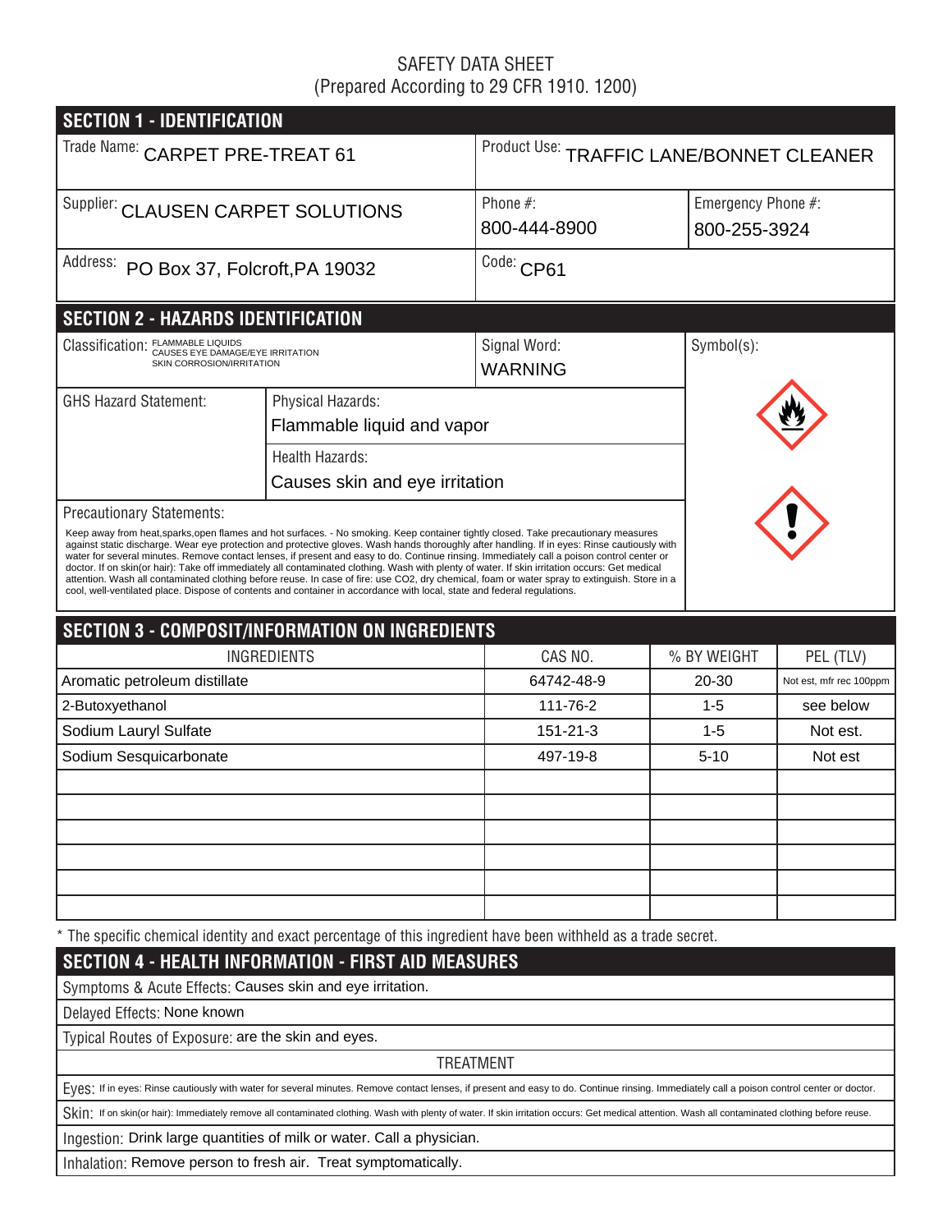SAFETY DATA SHEET
(Prepared According to 29 CFR 1910. 1200)

## SECTION 1 - IDENTIFICATION

| | | |
|---|---|---|
| Trade Name: CARPET PRE-TREAT 61 | Product Use: TRAFFIC LANE/BONNET CLEANER | |
| Supplier: CLAUSEN CARPET SOLUTIONS | Phone #: 800-444-8900 | Emergency Phone #: 800-255-3924 |
| Address: PO Box 37, Folcroft,PA 19032 | Code: CP61 | |

## SECTION 2 - HAZARDS IDENTIFICATION

Classification: FLAMMABLE LIQUIDS
CAUSES EYE DAMAGE/EYE IRRITATION
SKIN CORROSION/IRRITATION

Signal Word: WARNING

Symbol(s):

GHS Hazard Statement:

Physical Hazards: Flammable liquid and vapor

Health Hazards: Causes skin and eye irritation

Precautionary Statements:

Keep away from heat,sparks,open flames and hot surfaces. - No smoking. Keep container tightly closed. Take precautionary measures against static discharge. Wear eye protection and protective gloves. Wash hands thoroughly after handling. If in eyes: Rinse cautiously with water for several minutes. Remove contact lenses, if present and easy to do. Continue rinsing. Immediately call a poison control center or doctor. If on skin(or hair): Take off immediately all contaminated clothing. Wash with plenty of water. If skin irritation occurs: Get medical attention. Wash all contaminated clothing before reuse. In case of fire: use CO2, dry chemical, foam or water spray to extinguish. Store in a cool, well-ventilated place. Dispose of contents and container in accordance with local, state and federal regulations.

## SECTION 3 - COMPOSIT/INFORMATION ON INGREDIENTS

| INGREDIENTS | CAS NO. | % BY WEIGHT | PEL (TLV) |
|---|---|---|---|
| Aromatic petroleum distillate | 64742-48-9 | 20-30 | Not est, mfr rec 100ppm |
| 2-Butoxyethanol | 111-76-2 | 1-5 | see below |
| Sodium Lauryl Sulfate | 151-21-3 | 1-5 | Not est. |
| Sodium Sesquicarbonate | 497-19-8 | 5-10 | Not est |
| | | | |
| | | | |
| | | | |
| | | | |
| | | | |
| | | | |

\* The specific chemical identity and exact percentage of this ingredient have been withheld as a trade secret.

## SECTION 4 - HEALTH INFORMATION - FIRST AID MEASURES

Symptoms & Acute Effects: Causes skin and eye irritation.

Delayed Effects: None known

Typical Routes of Exposure: are the skin and eyes.

TREATMENT

Eyes: If in eyes: Rinse cautiously with water for several minutes. Remove contact lenses, if present and easy to do. Continue rinsing. Immediately call a poison control center or doctor.

Skin: If on skin(or hair): Immediately remove all contaminated clothing. Wash with plenty of water. If skin irritation occurs: Get medical attention. Wash all contaminated clothing before reuse.

Ingestion: Drink large quantities of milk or water. Call a physician.

Inhalation: Remove person to fresh air. Treat symptomatically.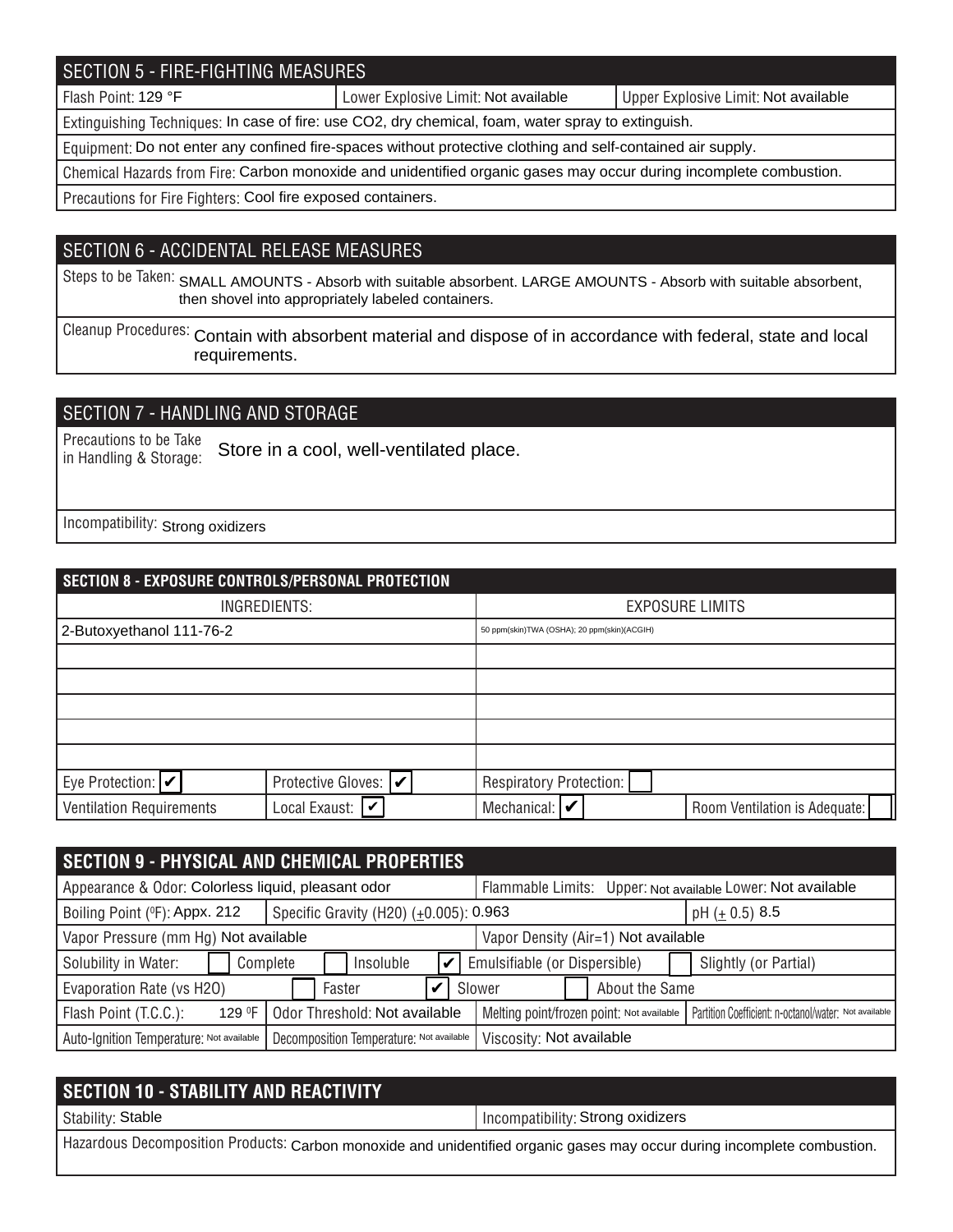## SECTION 5 - FIRE-FIGHTING MEASURES

| Flash Point: 129 °F | Lower Explosive Limit: Not available | Upper Explosive Limit: Not available |
|---|---|---|

Extinguishing Techniques: In case of fire: use $CO_2$, dry chemical, foam, water spray to extinguish.

Equipment: Do not enter any confined fire-spaces without protective clothing and self-contained air supply.

Chemical Hazards from Fire: Carbon monoxide and unidentified organic gases may occur during incomplete combustion.

Precautions for Fire Fighters: Cool fire exposed containers.

## SECTION 6 - ACCIDENTAL RELEASE MEASURES

Steps to be Taken: SMALL AMOUNTS - Absorb with suitable absorbent. LARGE AMOUNTS - Absorb with suitable absorbent, then shovel into appropriately labeled containers.

Cleanup Procedures: Contain with absorbent material and dispose of in accordance with federal, state and local requirements.

## SECTION 7 - HANDLING AND STORAGE

Precautions to be Take in Handling & Storage: Store in a cool, well-ventilated place.

Incompatibility: Strong oxidizers

## SECTION 8 - EXPOSURE CONTROLS/PERSONAL PROTECTION

| INGREDIENTS: | EXPOSURE LIMITS |
|---|---|
| 2-Butoxyethanol 111-76-2 | 50 ppm(skin)TWA (OSHA); 20 ppm(skin)(ACGIH) |
| | |
| | |
| | |
| | |
| | |

| Eye Protection: ✔ | Protective Gloves: ✔ | Respiratory Protection: ☐ | |
|---|---|---|---|
| Ventilation Requirements | Local Exaust: ✔ | Mechanical: ✔ | Room Ventilation is Adequate: ☐ |

## SECTION 9 - PHYSICAL AND CHEMICAL PROPERTIES

| Appearance & Odor: Colorless liquid, pleasant odor | | Flammable Limits: Upper: Not available Lower: Not available | |
|---|---|---|---|
| Boiling Point (°F): Appx. 212 | Specific Gravity (H20) (±0.005): 0.963 | | pH (± 0.5) 8.5 |
| Vapor Pressure (mm Hg) Not available | | Vapor Density (Air=1) Not available | |
| Solubility in Water: ☐ Complete | ☐ Insoluble | ✔ Emulsifiable (or Dispersible) | ☐ Slightly (or Partial) |
| Evaporation Rate (vs H2O) | ☐ Faster | ✔ Slower | ☐ About the Same |
| Flash Point (T.C.C.): 129 °F | Odor Threshold: Not available | Melting point/frozen point: Not available | Partition Coefficient: n-octanol/water: Not available |
| Auto-Ignition Temperature: Not available | Decomposition Temperature: Not available | Viscosity: Not available | |

## SECTION 10 - STABILITY AND REACTIVITY

| Stability: Stable | Incompatibility: Strong oxidizers |
|---|---|

Hazardous Decomposition Products: Carbon monoxide and unidentified organic gases may occur during incomplete combustion.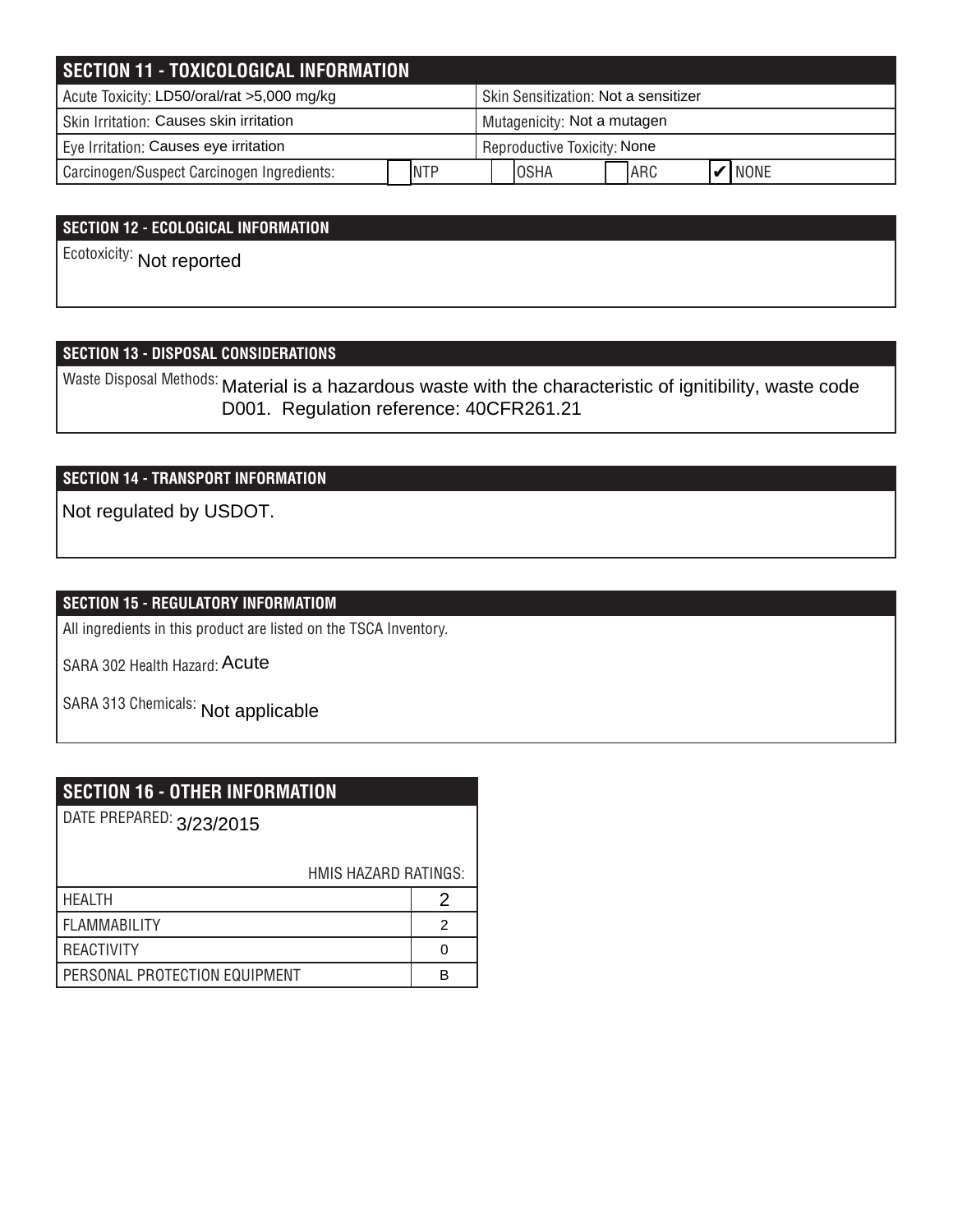## SECTION 11 - TOXICOLOGICAL INFORMATION

| | |
|---|---|
| Acute Toxicity: LD50/oral/rat >5,000 mg/kg | Skin Sensitization: Not a sensitizer |
| Skin Irritation: Causes skin irritation | Mutagenicity: Not a mutagen |
| Eye Irritation: Causes eye irritation | Reproductive Toxicity: None |

Carcinogen/Suspect Carcinogen Ingredients: ☐ NTP ☐ OSHA ☐ ARC ☑ NONE

## SECTION 12 - ECOLOGICAL INFORMATION

Ecotoxicity: Not reported

## SECTION 13 - DISPOSAL CONSIDERATIONS

Waste Disposal Methods: Material is a hazardous waste with the characteristic of ignitibility, waste code D001. Regulation reference: 40CFR261.21

## SECTION 14 - TRANSPORT INFORMATION

Not regulated by USDOT.

## SECTION 15 - REGULATORY INFORMATIOM

All ingredients in this product are listed on the TSCA Inventory.

SARA 302 Health Hazard: Acute

SARA 313 Chemicals: Not applicable

## SECTION 16 - OTHER INFORMATION

DATE PREPARED: 3/23/2015

HMIS HAZARD RATINGS:

| | |
|---|---|
| HEALTH | 2 |
| FLAMMABILITY | 2 |
| REACTIVITY | 0 |
| PERSONAL PROTECTION EQUIPMENT | B |